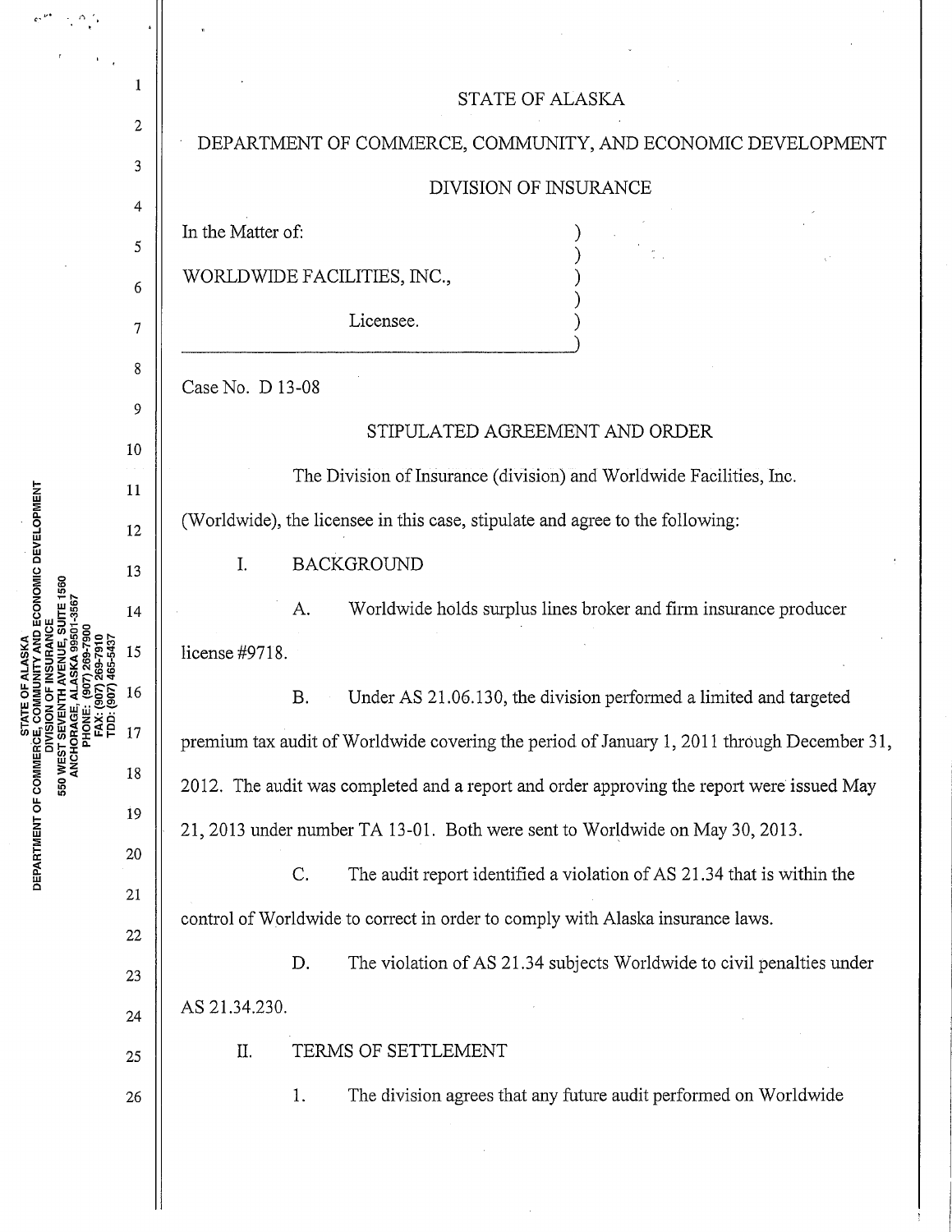STATE OF ALASKA

DEPARTMENT OF COMMERCE, COMMUNITY, AND ECONOMIC DEVELOPMENT

DIVISION OF INSURANCE

In the Matter of:

WORLDWIDE FACILITIES, INC.,

Licensee.

Case No. D 13-08

## STIPULATED AGREEMENT AND ORDER

The Division of Insurance (division) and Worldwide Facilities, Inc. (Worldwide), the licensee in this case, stipulate and agree to the following:

I. BACKGROUND

A. Worldwide holds surplus lines broker and firm insurance producer license #9718.

B. Under AS 21.06.130, the division performed a limited and targeted premium tax audit of Worldwide covering the period of January 1, 2011 through December 31, 2012. The audit was completed and a report and order approving the report were issued May 21, 2013 under number TA 13-01. Both were sent to Worldwide on May 30, 2013.

C. The audit report identified a violation of AS 21.34 that is within the control of Worldwide to correct in order to comply with Alaska insurance laws.

D. The violation of AS 21.34 subjects Worldwide to civil penalties under AS 21.34.230.

II. TERMS OF SETTLEMENT

1. The division agrees that any future audit performed on Worldwide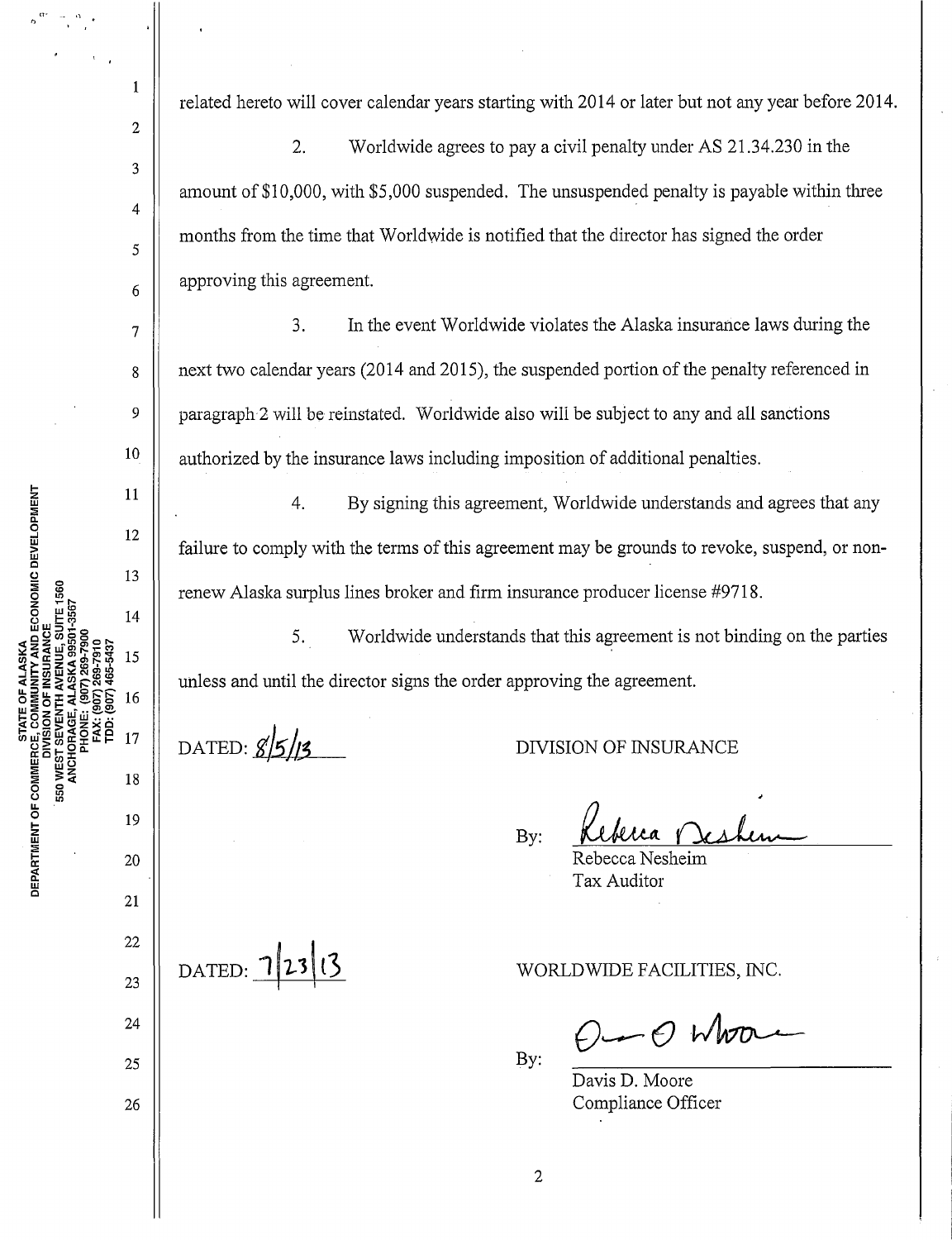related hereto will cover calendar years starting with 2014 or later but not any year before 2014.

2. Worldwide agrees to pay a civil penalty under AS 21.34.230 in the amount of $10,000, with $5,000 suspended. The unsuspended penalty is payable within three months from the time that Worldwide is notified that the director has signed the order approving this agreement.

3. In the event Worldwide violates the Alaska insurance laws during the next two calendar years (2014 and 2015), the suspended portion of the penalty referenced in paragraph 2 will be reinstated. Worldwide also will be subject to any and all sanctions authorized by the insurance laws including imposition of additional penalties.

4. By signing this agreement, Worldwide understands and agrees that any failure to comply with the terms of this agreement may be grounds to revoke, suspend, or non-renew Alaska surplus lines broker and firm insurance producer license #9718.

5. Worldwide understands that this agreement is not binding on the parties unless and until the director signs the order approving the agreement.

DATED: 8/5/13

DIVISION OF INSURANCE

By: Rebecca Nesheim
Rebecca Nesheim
Tax Auditor

DATED: 7/23/13

WORLDWIDE FACILITIES, INC.

By: Davis D. Moore
Davis D. Moore
Compliance Officer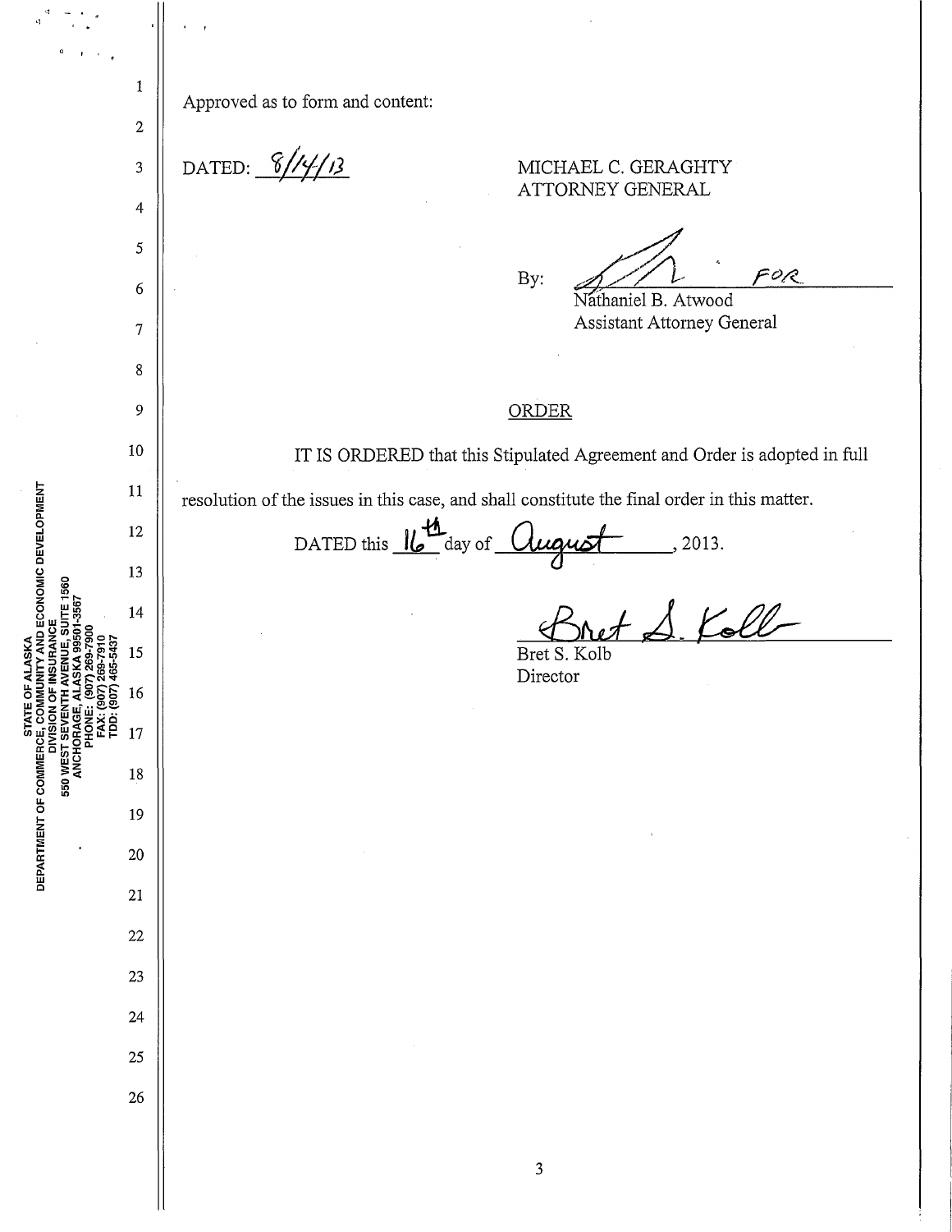Approved as to form and content:

DATED: 8/14/13

MICHAEL C. GERAGHTY
ATTORNEY GENERAL

By: _______________ FOR
Nathaniel B. Atwood
Assistant Attorney General

## ORDER

IT IS ORDERED that this Stipulated Agreement and Order is adopted in full resolution of the issues in this case, and shall constitute the final order in this matter.

DATED this 16th day of August, 2013.

_______________
Bret S. Kolb
Director

STATE OF ALASKA
DEPARTMENT OF COMMERCE, COMMUNITY AND ECONOMIC DEVELOPMENT
DIVISION OF INSURANCE
550 WEST SEVENTH AVENUE, SUITE 1560
ANCHORAGE, ALASKA 99501-3567
PHONE: (907) 269-7900
FAX: (907) 269-7910
TDD: (907) 465-5437